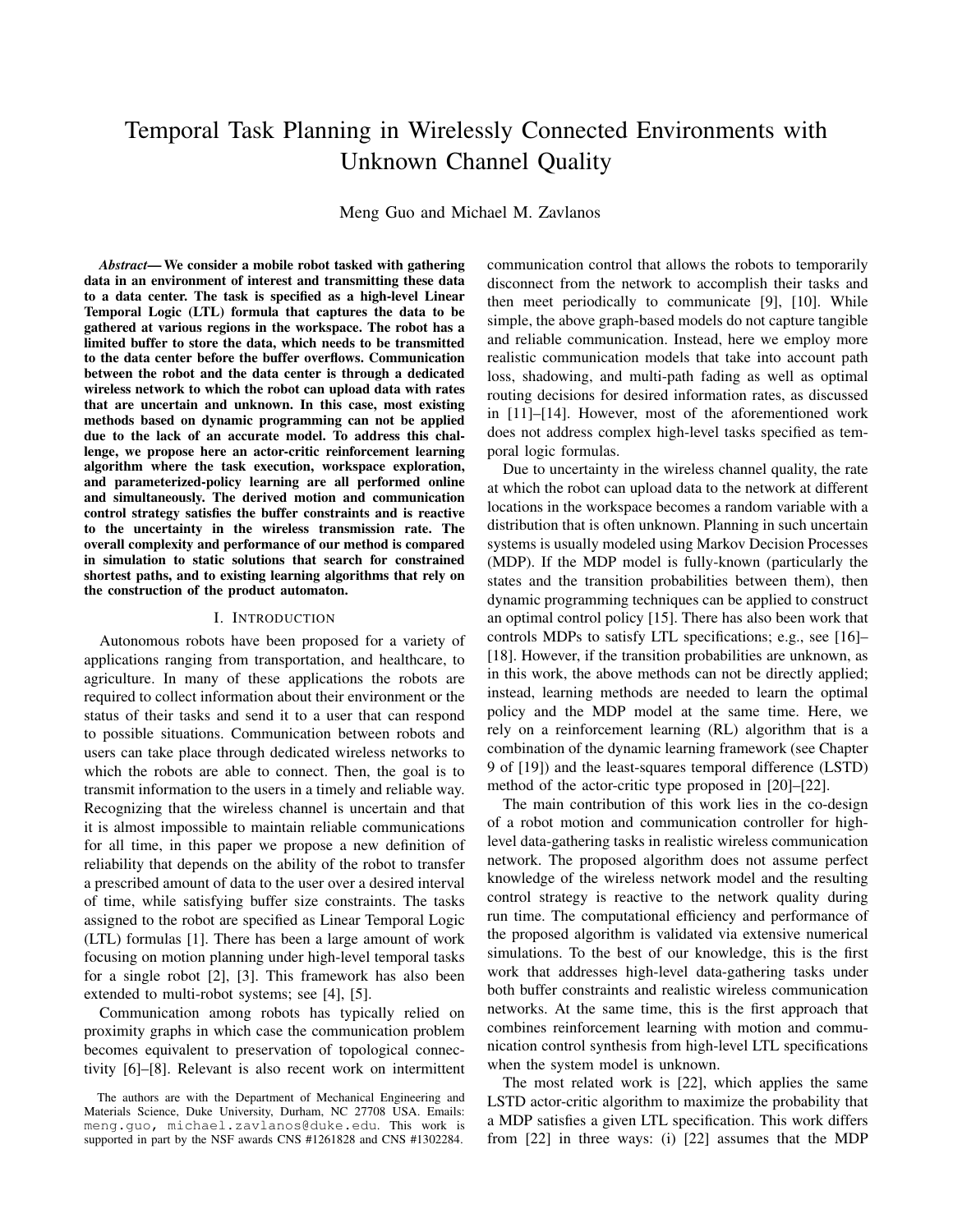# Temporal Task Planning in Wirelessly Connected Environments with Unknown Channel Quality

Meng Guo and Michael M. Zavlanos

***Abstract*— We consider a mobile robot tasked with gathering data in an environment of interest and transmitting these data to a data center. The task is specified as a high-level Linear Temporal Logic (LTL) formula that captures the data to be gathered at various regions in the workspace. The robot has a limited buffer to store the data, which needs to be transmitted to the data center before the buffer overflows. Communication between the robot and the data center is through a dedicated wireless network to which the robot can upload data with rates that are uncertain and unknown. In this case, most existing methods based on dynamic programming can not be applied due to the lack of an accurate model. To address this challenge, we propose here an actor-critic reinforcement learning algorithm where the task execution, workspace exploration, and parameterized-policy learning are all performed online and simultaneously. The derived motion and communication control strategy satisfies the buffer constraints and is reactive to the uncertainty in the wireless transmission rate. The overall complexity and performance of our method is compared in simulation to static solutions that search for constrained shortest paths, and to existing learning algorithms that rely on the construction of the product automaton.**

## I. Introduction

Autonomous robots have been proposed for a variety of applications ranging from transportation, and healthcare, to agriculture. In many of these applications the robots are required to collect information about their environment or the status of their tasks and send it to a user that can respond to possible situations. Communication between robots and users can take place through dedicated wireless networks to which the robots are able to connect. Then, the goal is to transmit information to the users in a timely and reliable way. Recognizing that the wireless channel is uncertain and that it is almost impossible to maintain reliable communications for all time, in this paper we propose a new definition of reliability that depends on the ability of the robot to transfer a prescribed amount of data to the user over a desired interval of time, while satisfying buffer size constraints. The tasks assigned to the robot are specified as Linear Temporal Logic (LTL) formulas [1]. There has been a large amount of work focusing on motion planning under high-level temporal tasks for a single robot [2], [3]. This framework has also been extended to multi-robot systems; see [4], [5].

Communication among robots has typically relied on proximity graphs in which case the communication problem becomes equivalent to preservation of topological connectivity [6]–[8]. Relevant is also recent work on intermittent communication control that allows the robots to temporarily disconnect from the network to accomplish their tasks and then meet periodically to communicate [9], [10]. While simple, the above graph-based models do not capture tangible and reliable communication. Instead, here we employ more realistic communication models that take into account path loss, shadowing, and multi-path fading as well as optimal routing decisions for desired information rates, as discussed in [11]–[14]. However, most of the aforementioned work does not address complex high-level tasks specified as temporal logic formulas.

Due to uncertainty in the wireless channel quality, the rate at which the robot can upload data to the network at different locations in the workspace becomes a random variable with a distribution that is often unknown. Planning in such uncertain systems is usually modeled using Markov Decision Processes (MDP). If the MDP model is fully-known (particularly the states and the transition probabilities between them), then dynamic programming techniques can be applied to construct an optimal control policy [15]. There has also been work that controls MDPs to satisfy LTL specifications; e.g., see [16]–[18]. However, if the transition probabilities are unknown, as in this work, the above methods can not be directly applied; instead, learning methods are needed to learn the optimal policy and the MDP model at the same time. Here, we rely on a reinforcement learning (RL) algorithm that is a combination of the dynamic learning framework (see Chapter 9 of [19]) and the least-squares temporal difference (LSTD) method of the actor-critic type proposed in [20]–[22].

The main contribution of this work lies in the co-design of a robot motion and communication controller for high-level data-gathering tasks in realistic wireless communication network. The proposed algorithm does not assume perfect knowledge of the wireless network model and the resulting control strategy is reactive to the network quality during run time. The computational efficiency and performance of the proposed algorithm is validated via extensive numerical simulations. To the best of our knowledge, this is the first work that addresses high-level data-gathering tasks under both buffer constraints and realistic wireless communication networks. At the same time, this is the first approach that combines reinforcement learning with motion and communication control synthesis from high-level LTL specifications when the system model is unknown.

The most related work is [22], which applies the same LSTD actor-critic algorithm to maximize the probability that a MDP satisfies a given LTL specification. This work differs from [22] in three ways: (i) [22] assumes that the MDP

The authors are with the Department of Mechanical Engineering and Materials Science, Duke University, Durham, NC 27708 USA. Emails: meng.guo, michael.zavlanos@duke.edu. This work is supported in part by the NSF awards CNS #1261828 and CNS #1302284.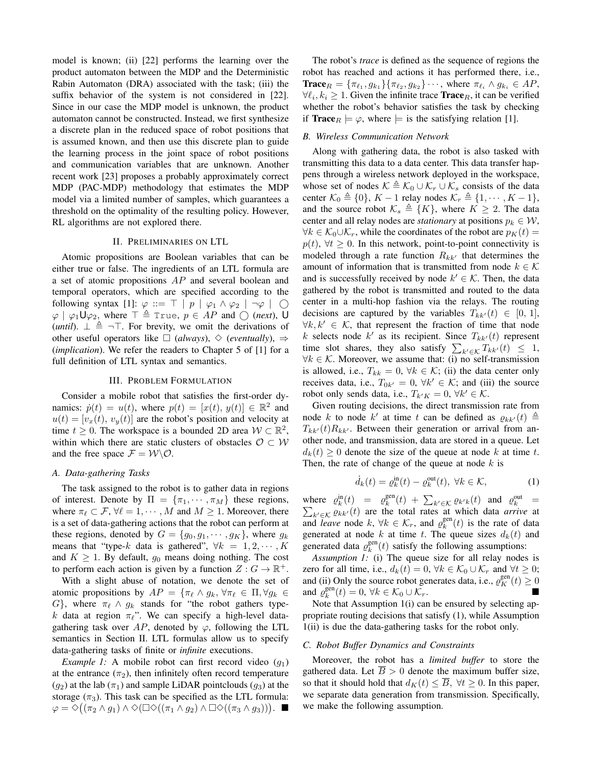model is known; (ii) [22] performs the learning over the product automaton between the MDP and the Deterministic Rabin Automaton (DRA) associated with the task; (iii) the suffix behavior of the system is not considered in [22]. Since in our case the MDP model is unknown, the product automaton cannot be constructed. Instead, we first synthesize a discrete plan in the reduced space of robot positions that is assumed known, and then use this discrete plan to guide the learning process in the joint space of robot positions and communication variables that are unknown. Another recent work [23] proposes a probably approximately correct MDP (PAC-MDP) methodology that estimates the MDP model via a limited number of samples, which guarantees a threshold on the optimality of the resulting policy. However, RL algorithms are not explored there.

## II. Preliminaries on LTL

Atomic propositions are Boolean variables that can be either true or false. The ingredients of an LTL formula are a set of atomic propositions $AP$ and several boolean and temporal operators, which are specified according to the following syntax [1]: $\varphi ::= \top \mid p \mid \varphi_1 \wedge \varphi_2 \mid \neg\varphi \mid \bigcirc \varphi \mid \varphi_1 \mathsf{U} \varphi_2$, where $\top \triangleq \texttt{True}$, $p \in AP$ and $\bigcirc$ (*next*), $\mathsf{U}$ (*until*). $\bot \triangleq \neg\top$. For brevity, we omit the derivations of other useful operators like $\Box$ (*always*), $\Diamond$ (*eventually*), $\Rightarrow$ (*implication*). We refer the readers to Chapter 5 of [1] for a full definition of LTL syntax and semantics.

## III. Problem Formulation

Consider a mobile robot that satisfies the first-order dynamics: $\dot{p}(t) = u(t)$, where $p(t) = [x(t), y(t)] \in \mathbb{R}^2$ and $u(t) = [v_x(t), v_y(t)]$ are the robot's position and velocity at time $t \geq 0$. The workspace is a bounded 2D area $\mathcal{W} \subset \mathbb{R}^2$, within which there are static clusters of obstacles $\mathcal{O} \subset \mathcal{W}$ and the free space $\mathcal{F} = \mathcal{W} \backslash \mathcal{O}$.

### A. Data-gathering Tasks

The task assigned to the robot is to gather data in regions of interest. Denote by $\Pi = \{\pi_1, \cdots, \pi_M\}$ these regions, where $\pi_\ell \subset \mathcal{F}$, $\forall \ell = 1, \cdots, M$ and $M \geq 1$. Moreover, there is a set of data-gathering actions that the robot can perform at these regions, denoted by $G = \{g_0, g_1, \cdots, g_K\}$, where $g_k$ means that "type-$k$ data is gathered", $\forall k = 1, 2, \cdots, K$ and $K \geq 1$. By default, $g_0$ means doing nothing. The cost to perform each action is given by a function $Z : G \to \mathbb{R}^+$.

With a slight abuse of notation, we denote the set of atomic propositions by $AP = \{\pi_\ell \wedge g_k, \forall \pi_\ell \in \Pi, \forall g_k \in G\}$, where $\pi_\ell \wedge g_k$ stands for "the robot gathers type-$k$ data at region $\pi_\ell$". We can specify a high-level data-gathering task over $AP$, denoted by $\varphi$, following the LTL semantics in Section II. LTL formulas allow us to specify data-gathering tasks of finite or *infinite* executions.

*Example 1:* A mobile robot can first record video ($g_1$) at the entrance ($\pi_2$), then infinitely often record temperature ($g_2$) at the lab ($\pi_1$) and sample LiDAR pointclouds ($g_3$) at the storage ($\pi_3$). This task can be specified as the LTL formula: $\varphi = \Diamond\big((\pi_2 \wedge g_1) \wedge \Diamond(\Box\Diamond((\pi_1 \wedge g_2) \wedge \Box\Diamond((\pi_3 \wedge g_3)))\big)$. ■

The robot's *trace* is defined as the sequence of regions the robot has reached and actions it has performed there, i.e., $\textbf{Trace}_R = \{\pi_{\ell_1}, g_{k_1}\}\{\pi_{\ell_2}, g_{k_2}\} \cdots$, where $\pi_{\ell_i} \wedge g_{k_i} \in AP$, $\forall \ell_i, k_i \geq 1$. Given the infinite trace $\textbf{Trace}_R$, it can be verified whether the robot's behavior satisfies the task by checking if $\textbf{Trace}_R \models \varphi$, where $\models$ is the satisfying relation [1].

### B. Wireless Communication Network

Along with gathering data, the robot is also tasked with transmitting this data to a data center. This data transfer happens through a wireless network deployed in the workspace, whose set of nodes $\mathcal{K} \triangleq \mathcal{K}_0 \cup \mathcal{K}_r \cup \mathcal{K}_s$ consists of the data center $\mathcal{K}_0 \triangleq \{0\}$, $K-1$ relay nodes $\mathcal{K}_r \triangleq \{1, \cdots, K-1\}$, and the source robot $\mathcal{K}_s \triangleq \{K\}$, where $K \geq 2$. The data center and all relay nodes are *stationary* at positions $p_k \in \mathcal{W}$, $\forall k \in \mathcal{K}_0 \cup \mathcal{K}_r$, while the coordinates of the robot are $p_K(t) = p(t)$, $\forall t \geq 0$. In this network, point-to-point connectivity is modeled through a rate function $R_{kk'}$ that determines the amount of information that is transmitted from node $k \in \mathcal{K}$ and is successfully received by node $k' \in \mathcal{K}$. Then, the data gathered by the robot is transmitted and routed to the data center in a multi-hop fashion via the relays. The routing decisions are captured by the variables $T_{kk'}(t) \in [0, 1]$, $\forall k, k' \in \mathcal{K}$, that represent the fraction of time that node $k$ selects node $k'$ as its recipient. Since $T_{kk'}(t)$ represent time slot shares, they also satisfy $\sum_{k' \in \mathcal{K}} T_{kk'}(t) \leq 1$, $\forall k \in \mathcal{K}$. Moreover, we assume that: (i) no self-transmission is allowed, i.e., $T_{kk} = 0$, $\forall k \in \mathcal{K}$; (ii) the data center only receives data, i.e., $T_{0k'} = 0$, $\forall k' \in \mathcal{K}$; and (iii) the source robot only sends data, i.e., $T_{k'K} = 0$, $\forall k' \in \mathcal{K}$.

Given routing decisions, the direct transmission rate from node $k$ to node $k'$ at time $t$ can be defined as $\varrho_{kk'}(t) \triangleq T_{kk'}(t) R_{kk'}$. Between their generation or arrival from another node, and transmission, data are stored in a queue. Let $d_k(t) \geq 0$ denote the size of the queue at node $k$ at time $t$. Then, the rate of change of the queue at node $k$ is

$$\dot{d}_k(t) = \varrho_k^{\text{in}}(t) - \varrho_k^{\text{out}}(t), \ \forall k \in \mathcal{K}, \tag{1}$$

where $\varrho_k^{\text{in}}(t) = \varrho_k^{\text{gen}}(t) + \sum_{k' \in \mathcal{K}} \varrho_{k'k}(t)$ and $\varrho_k^{\text{out}} = \sum_{k' \in \mathcal{K}} \varrho_{kk'}(t)$ are the total rates at which data *arrive* at and *leave* node $k$, $\forall k \in \mathcal{K}_r$, and $\varrho_k^{\text{gen}}(t)$ is the rate of data generated at node $k$ at time $t$. The queue sizes $d_k(t)$ and generated data $\varrho_k^{\text{gen}}(t)$ satisfy the following assumptions:

*Assumption 1:* (i) The queue size for all relay nodes is zero for all time, i.e., $d_k(t) = 0$, $\forall k \in \mathcal{K}_0 \cup \mathcal{K}_r$ and $\forall t \geq 0$; and (ii) Only the source robot generates data, i.e., $\varrho_K^{\text{gen}}(t) \geq 0$ and $\varrho_k^{\text{gen}}(t) = 0$, $\forall k \in \mathcal{K}_0 \cup \mathcal{K}_r$. ■

Note that Assumption 1(i) can be ensured by selecting appropriate routing decisions that satisfy (1), while Assumption 1(ii) is due the data-gathering tasks for the robot only.

### C. Robot Buffer Dynamics and Constraints

Moreover, the robot has a *limited buffer* to store the gathered data. Let $\overline{B} > 0$ denote the maximum buffer size, so that it should hold that $d_K(t) \leq \overline{B}$, $\forall t \geq 0$. In this paper, we separate data generation from transmission. Specifically, we make the following assumption.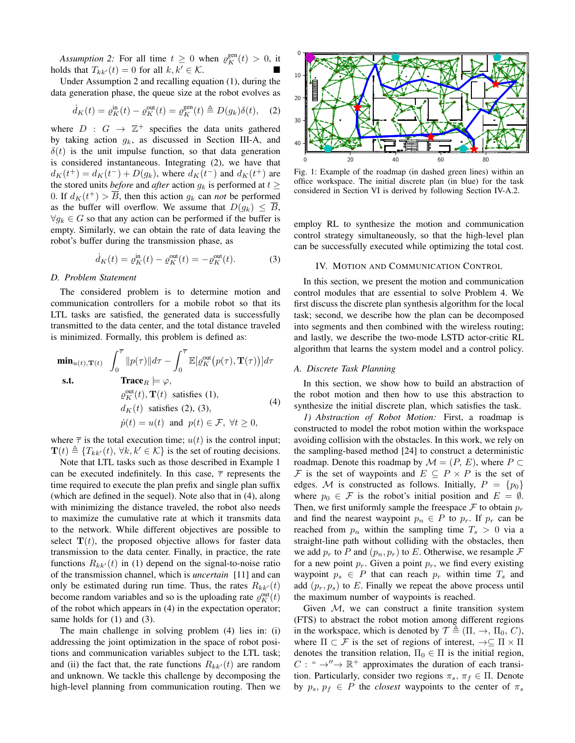*Assumption 2:* For all time $t \geq 0$ when $\varrho_K^{\text{gen}}(t) > 0$, it holds that $T_{kk'}(t) = 0$ for all $k, k' \in \mathcal{K}$. ■

Under Assumption 2 and recalling equation (1), during the data generation phase, the queue size at the robot evolves as

$$\dot{d}_K(t) = \varrho_K^{\text{in}}(t) - \varrho_K^{\text{out}}(t) = \varrho_K^{\text{gen}}(t) \triangleq D(g_k)\delta(t), \quad (2)$$

where $D : G \to \mathbb{Z}^+$ specifies the data units gathered by taking action $g_k$, as discussed in Section III-A, and $\delta(t)$ is the unit impulse function, so that data generation is considered instantaneous. Integrating (2), we have that $d_K(t^+) = d_K(t^-) + D(g_k)$, where $d_K(t^-)$ and $d_K(t^+)$ are the stored units *before* and *after* action $g_k$ is performed at $t \geq 0$. If $d_K(t^+) > \overline{B}$, then this action $g_k$ can *not* be performed as the buffer will overflow. We assume that $D(g_k) \leq \overline{B}$, $\forall g_k \in G$ so that any action can be performed if the buffer is empty. Similarly, we can obtain the rate of data leaving the robot's buffer during the transmission phase, as

$$\dot{d}_K(t) = \varrho_K^{\text{in}}(t) - \varrho_K^{\text{out}}(t) = -\varrho_K^{\text{out}}(t). \quad (3)$$

### D. Problem Statement

The considered problem is to determine motion and communication controllers for a mobile robot so that its LTL tasks are satisfied, the generated data is successfully transmitted to the data center, and the total distance traveled is minimized. Formally, this problem is defined as:

$$\begin{aligned}
\textbf{min}_{u(t),\mathbf{T}(t)} \quad & \int_0^{\overline{\tau}} \|p(\tau)\| d\tau - \int_0^{\overline{\tau}} \mathbb{E}[\varrho_K^{\text{out}}(p(\tau), \mathbf{T}(\tau))] d\tau \\
\textbf{s.t.} \quad & \textbf{Trace}_R \models \varphi, \\
& \varrho_K^{\text{out}}(t), \mathbf{T}(t) \ \text{ satisfies (1)}, \\
& d_K(t) \ \text{ satisfies (2), (3)}, \\
& \dot{p}(t) = u(t) \ \text{ and } \ p(t) \in \mathcal{F}, \ \forall t \geq 0,
\end{aligned} \quad (4)$$

where $\overline{\tau}$ is the total execution time; $u(t)$ is the control input; $\mathbf{T}(t) \triangleq \{T_{kk'}(t), \forall k, k' \in \mathcal{K}\}$ is the set of routing decisions.

Note that LTL tasks such as those described in Example 1 can be executed indefinitely. In this case, $\overline{\tau}$ represents the time required to execute the plan prefix and single plan suffix (which are defined in the sequel). Note also that in (4), along with minimizing the distance traveled, the robot also needs to maximize the cumulative rate at which it transmits data to the network. While different objectives are possible to select $\mathbf{T}(t)$, the proposed objective allows for faster data transmission to the data center. Finally, in practice, the rate functions $R_{kk'}(t)$ in (1) depend on the signal-to-noise ratio of the transmission channel, which is *uncertain* [11] and can only be estimated during run time. Thus, the rates $R_{kk'}(t)$ become random variables and so is the uploading rate $\varrho_K^{\text{out}}(t)$ of the robot which appears in (4) in the expectation operator; same holds for (1) and (3).

The main challenge in solving problem (4) lies in: (i) addressing the joint optimization in the space of robot positions and communication variables subject to the LTL task; and (ii) the fact that, the rate functions $R_{kk'}(t)$ are random and unknown. We tackle this challenge by decomposing the high-level planning from communication routing. Then we employ RL to synthesize the motion and communication control strategy simultaneously, so that the high-level plan can be successfully executed while optimizing the total cost.

Fig. 1: Example of the roadmap (in dashed green lines) within an office workspace. The initial discrete plan (in blue) for the task considered in Section VI is derived by following Section IV-A.2.

## IV. Motion and Communication Control

In this section, we present the motion and communication control modules that are essential to solve Problem 4. We first discuss the discrete plan synthesis algorithm for the local task; second, we describe how the plan can be decomposed into segments and then combined with the wireless routing; and lastly, we describe the two-mode LSTD actor-critic RL algorithm that learns the system model and a control policy.

### A. Discrete Task Planning

In this section, we show how to build an abstraction of the robot motion and then how to use this abstraction to synthesize the initial discrete plan, which satisfies the task.

*1) Abstraction of Robot Motion:* First, a roadmap is constructed to model the robot motion within the workspace avoiding collision with the obstacles. In this work, we rely on the sampling-based method [24] to construct a deterministic roadmap. Denote this roadmap by $\mathcal{M} = (P, E)$, where $P \subset \mathcal{F}$ is the set of waypoints and $E \subseteq P \times P$ is the set of edges. $\mathcal{M}$ is constructed as follows. Initially, $P = \{p_0\}$ where $p_0 \in \mathcal{F}$ is the robot's initial position and $E = \emptyset$. Then, we first uniformly sample the freespace $\mathcal{F}$ to obtain $p_r$ and find the nearest waypoint $p_n \in P$ to $p_r$. If $p_r$ can be reached from $p_n$ within the sampling time $T_s > 0$ via a straight-line path without colliding with the obstacles, then we add $p_r$ to $P$ and $(p_n, p_r)$ to $E$. Otherwise, we resample $\mathcal{F}$ for a new point $p_r$. Given a point $p_r$, we find every existing waypoint $p_s \in P$ that can reach $p_r$ within time $T_s$ and add $(p_r, p_s)$ to $E$. Finally we repeat the above process until the maximum number of waypoints is reached.

Given $\mathcal{M}$, we can construct a finite transition system (FTS) to abstract the robot motion among different regions in the workspace, which is denoted by $\mathcal{T} \triangleq (\Pi, \to, \Pi_0, C)$, where $\Pi \subset \mathcal{F}$ is the set of regions of interest, $\to \subseteq \Pi \times \Pi$ denotes the transition relation, $\Pi_0 \in \Pi$ is the initial region, $C$ : "$\to$"$\to \mathbb{R}^+$ approximates the duration of each transition. Particularly, consider two regions $\pi_s$, $\pi_f \in \Pi$. Denote by $p_s, p_f \in P$ the *closest* waypoints to the center of $\pi_s$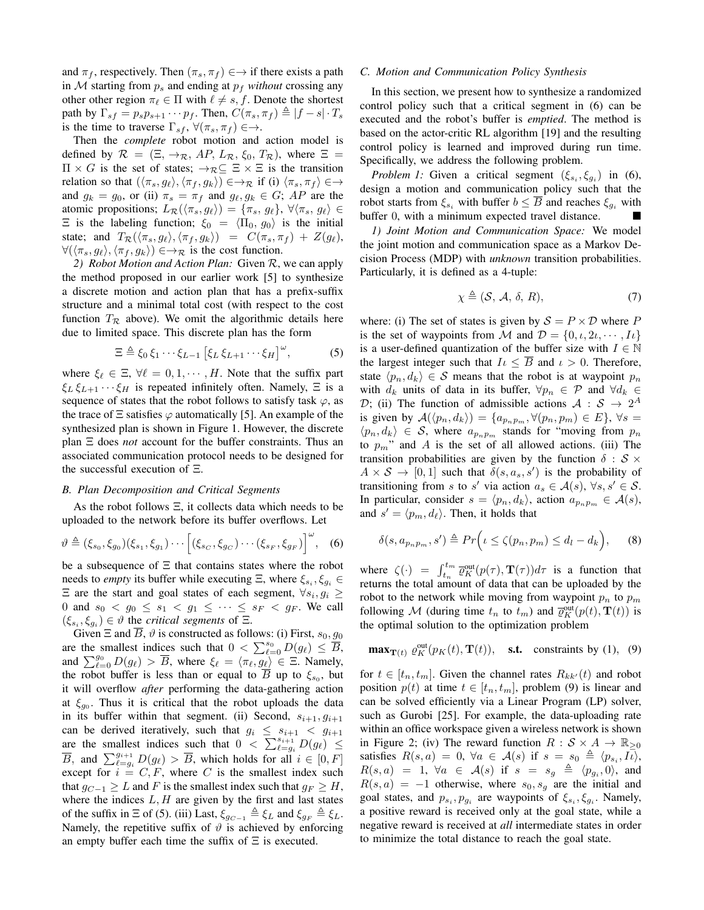and $\pi_f$, respectively. Then $(\pi_s, \pi_f) \in\rightarrow$ if there exists a path in $\mathcal{M}$ starting from $p_s$ and ending at $p_f$ *without* crossing any other other region $\pi_\ell \in \Pi$ with $\ell \neq s, f$. Denote the shortest path by $\Gamma_{sf} = p_s p_{s+1} \cdots p_f$. Then, $C(\pi_s, \pi_f) \triangleq |f - s| \cdot T_s$ is the time to traverse $\Gamma_{sf}$, $\forall (\pi_s, \pi_f) \in\rightarrow$.

Then the *complete* robot motion and action model is defined by $\mathcal{R} = (\Xi, \rightarrow_{\mathcal{R}}, AP, L_{\mathcal{R}}, \xi_0, T_{\mathcal{R}})$, where $\Xi = \Pi \times G$ is the set of states; $\rightarrow_{\mathcal{R}} \subseteq \Xi \times \Xi$ is the transition relation so that $(\langle \pi_s, g_\ell \rangle, \langle \pi_f, g_k \rangle) \in\rightarrow_{\mathcal{R}}$ if (i) $\langle \pi_s, \pi_f \rangle \in\rightarrow$ and $g_k = g_0$, or (ii) $\pi_s = \pi_f$ and $g_\ell, g_k \in G$; $AP$ are the atomic propositions; $L_{\mathcal{R}}(\langle \pi_s, g_\ell \rangle) = \{\pi_s, g_\ell\}$, $\forall \langle \pi_s, g_\ell \rangle \in \Xi$ is the labeling function; $\xi_0 = \langle \Pi_0, g_0 \rangle$ is the initial state; and $T_{\mathcal{R}}(\langle \pi_s, g_\ell \rangle, \langle \pi_f, g_k \rangle) = C(\pi_s, \pi_f) + Z(g_\ell)$, $\forall (\langle \pi_s, g_\ell \rangle, \langle \pi_f, g_k \rangle) \in\rightarrow_{\mathcal{R}}$ is the cost function.

*2) Robot Motion and Action Plan:* Given $\mathcal{R}$, we can apply the method proposed in our earlier work [5] to synthesize a discrete motion and action plan that has a prefix-suffix structure and a minimal total cost (with respect to the cost function $T_{\mathcal{R}}$ above). We omit the algorithmic details here due to limited space. This discrete plan has the form

$$\Xi \triangleq \xi_0 \, \xi_1 \cdots \xi_{L-1} \left[ \xi_L \, \xi_{L+1} \cdots \xi_H \right]^\omega, \tag{5}$$

where $\xi_\ell \in \Xi$, $\forall \ell = 0, 1, \cdots, H$. Note that the suffix part $\xi_L \, \xi_{L+1} \cdots \xi_H$ is repeated infinitely often. Namely, $\Xi$ is a sequence of states that the robot follows to satisfy task $\varphi$, as the trace of $\Xi$ satisfies $\varphi$ automatically [5]. An example of the synthesized plan is shown in Figure 1. However, the discrete plan $\Xi$ does *not* account for the buffer constraints. Thus an associated communication protocol needs to be designed for the successful execution of $\Xi$.

### B. Plan Decomposition and Critical Segments

As the robot follows $\Xi$, it collects data which needs to be uploaded to the network before its buffer overflows. Let

$$\vartheta \triangleq (\xi_{s_0}, \xi_{g_0})(\xi_{s_1}, \xi_{g_1}) \cdots \Big[ (\xi_{s_C}, \xi_{g_C}) \cdots (\xi_{s_F}, \xi_{g_F}) \Big]^\omega, \tag{6}$$

be a subsequence of $\Xi$ that contains states where the robot needs to *empty* its buffer while executing $\Xi$, where $\xi_{s_i}, \xi_{g_i} \in \Xi$ are the start and goal states of each segment, $\forall s_i, g_i \geq 0$ and $s_0 < g_0 \leq s_1 < g_1 \leq \cdots \leq s_F < g_F$. We call $(\xi_{s_i}, \xi_{g_i}) \in \vartheta$ the *critical segments* of $\Xi$.

Given $\Xi$ and $\overline{B}$, $\vartheta$ is constructed as follows: (i) First, $s_0, g_0$ are the smallest indices such that $0 < \sum_{\ell=0}^{s_0} D(g_\ell) \leq \overline{B}$, and $\sum_{\ell=0}^{g_0} D(g_\ell) > \overline{B}$, where $\xi_\ell = \langle \pi_\ell, g_\ell \rangle \in \Xi$. Namely, the robot buffer is less than or equal to $\overline{B}$ up to $\xi_{s_0}$, but it will overflow *after* performing the data-gathering action at $\xi_{g_0}$. Thus it is critical that the robot uploads the data in its buffer within that segment. (ii) Second, $s_{i+1}, g_{i+1}$ can be derived iteratively, such that $g_i \leq s_{i+1} < g_{i+1}$ are the smallest indices such that $0 < \sum_{\ell=g_i}^{s_{i+1}} D(g_\ell) \leq \overline{B}$, and $\sum_{\ell=g_i}^{g_{i+1}} D(g_\ell) > \overline{B}$, which holds for all $i \in [0, F]$ except for $i = C, F$, where $C$ is the smallest index such that $g_{C-1} \geq L$ and $F$ is the smallest index such that $g_F \geq H$, where the indices $L, H$ are given by the first and last states of the suffix in $\Xi$ of (5). (iii) Last, $\xi_{g_{C-1}} \triangleq \xi_L$ and $\xi_{g_F} \triangleq \xi_L$. Namely, the repetitive suffix of $\vartheta$ is achieved by enforcing an empty buffer each time the suffix of $\Xi$ is executed.

### C. Motion and Communication Policy Synthesis

In this section, we present how to synthesize a randomized control policy such that a critical segment in (6) can be executed and the robot's buffer is *emptied*. The method is based on the actor-critic RL algorithm [19] and the resulting control policy is learned and improved during run time. Specifically, we address the following problem.

*Problem 1:* Given a critical segment $(\xi_{s_i}, \xi_{g_i})$ in (6), design a motion and communication policy such that the robot starts from $\xi_{s_i}$ with buffer $b \leq \overline{B}$ and reaches $\xi_{g_i}$ with buffer 0, with a minimum expected travel distance. ■

*1) Joint Motion and Communication Space:* We model the joint motion and communication space as a Markov Decision Process (MDP) with *unknown* transition probabilities. Particularly, it is defined as a 4-tuple:

$$\chi \triangleq (\mathcal{S}, \, \mathcal{A}, \, \delta, \, R), \tag{7}$$

where: (i) The set of states is given by $\mathcal{S} = P \times \mathcal{D}$ where $P$ is the set of waypoints from $\mathcal{M}$ and $\mathcal{D} = \{0, \iota, 2\iota, \cdots, I\iota\}$ is a user-defined quantization of the buffer size with $I \in \mathbb{N}$ the largest integer such that $I\iota \leq \overline{B}$ and $\iota > 0$. Therefore, state $\langle p_n, d_k \rangle \in \mathcal{S}$ means that the robot is at waypoint $p_n$ with $d_k$ units of data in its buffer, $\forall p_n \in \mathcal{P}$ and $\forall d_k \in \mathcal{D}$; (ii) The function of admissible actions $\mathcal{A}: \mathcal{S} \to 2^A$ is given by $\mathcal{A}(\langle p_n, d_k \rangle) = \{a_{p_n p_m}, \forall (p_n, p_m) \in E\}$, $\forall s = \langle p_n, d_k \rangle \in \mathcal{S}$, where $a_{p_n p_m}$ stands for "moving from $p_n$ to $p_m$" and $A$ is the set of all allowed actions. (iii) The transition probabilities are given by the function $\delta: \mathcal{S} \times A \times \mathcal{S} \to [0, 1]$ such that $\delta(s, a_s, s')$ is the probability of transitioning from $s$ to $s'$ via action $a_s \in \mathcal{A}(s)$, $\forall s, s' \in \mathcal{S}$. In particular, consider $s = \langle p_n, d_k \rangle$, action $a_{p_n p_m} \in \mathcal{A}(s)$, and $s' = \langle p_m, d_\ell \rangle$. Then, it holds that

$$\delta(s, a_{p_n p_m}, s') \triangleq Pr\Big( \iota \leq \zeta(p_n, p_m) \leq d_l - d_k \Big), \tag{8}$$

where $\zeta(\cdot) = \int_{t_n}^{t_m} \overline{\varrho}_K^{\text{out}}(p(\tau), \mathbf{T}(\tau)) d\tau$ is a function that returns the total amount of data that can be uploaded by the robot to the network while moving from waypoint $p_n$ to $p_m$ following $\mathcal{M}$ (during time $t_n$ to $t_m$) and $\overline{\varrho}_K^{\text{out}}(p(t), \mathbf{T}(t))$ is the optimal solution to the optimization problem

$$\mathbf{max}_{\mathbf{T}(t)} \; \varrho_K^{\text{out}}(p_K(t), \mathbf{T}(t)), \quad \textbf{s.t.} \quad \text{constraints by (1)}, \tag{9}$$

for $t \in [t_n, t_m]$. Given the channel rates $R_{kk'}(t)$ and robot position $p(t)$ at time $t \in [t_n, t_m]$, problem (9) is linear and can be solved efficiently via a Linear Program (LP) solver, such as Gurobi [25]. For example, the data-uploading rate within an office workspace given a wireless network is shown in Figure 2; (iv) The reward function $R: \mathcal{S} \times A \to \mathbb{R}_{\geq 0}$ satisfies $R(s, a) = 0$, $\forall a \in \mathcal{A}(s)$ if $s = s_0 \triangleq \langle p_{s_i}, I\iota \rangle$, $R(s, a) = 1$, $\forall a \in \mathcal{A}(s)$ if $s = s_g \triangleq \langle p_{g_i}, 0 \rangle$, and $R(s, a) = -1$ otherwise, where $s_0, s_g$ are the initial and goal states, and $p_{s_i}, p_{g_i}$ are waypoints of $\xi_{s_i}, \xi_{g_i}$. Namely, a positive reward is received only at the goal state, while a negative reward is received at *all* intermediate states in order to minimize the total distance to reach the goal state.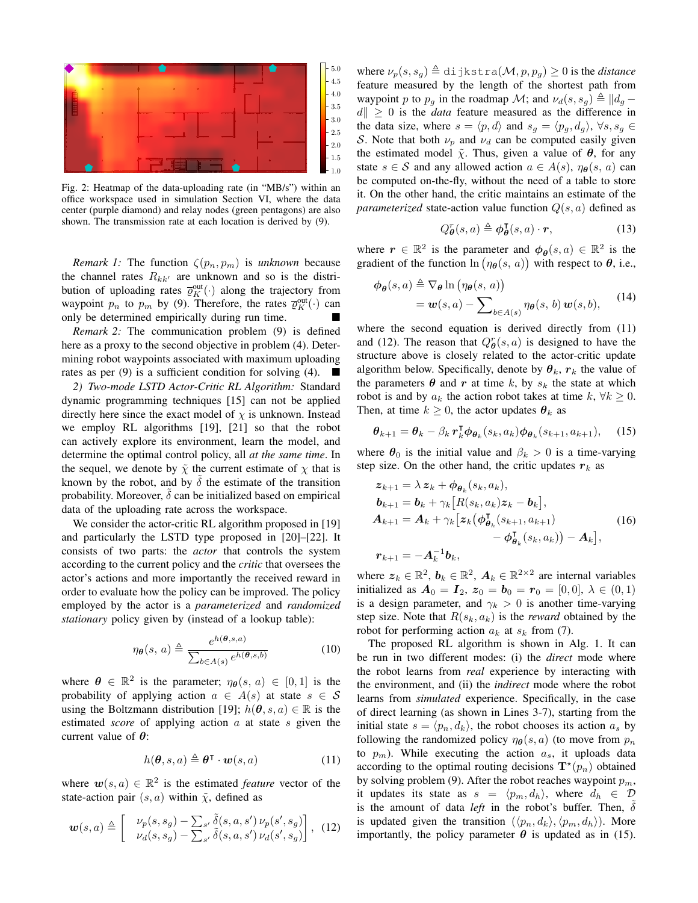Fig. 2: Heatmap of the data-uploading rate (in "MB/s") within an office workspace used in simulation Section VI, where the data center (purple diamond) and relay nodes (green pentagons) are also shown. The transmission rate at each location is derived by (9).

*Remark 1:* The function $\zeta(p_n, p_m)$ is *unknown* because the channel rates $R_{kk'}$ are unknown and so is the distribution of uploading rates $\overline{\varrho}_K^{\text{out}}(\cdot)$ along the trajectory from waypoint $p_n$ to $p_m$ by (9). Therefore, the rates $\overline{\varrho}_K^{\text{out}}(\cdot)$ can only be determined empirically during run time. ■

*Remark 2:* The communication problem (9) is defined here as a proxy to the second objective in problem (4). Determining robot waypoints associated with maximum uploading rates as per (9) is a sufficient condition for solving (4). ■

*2) Two-mode LSTD Actor-Critic RL Algorithm:* Standard dynamic programming techniques [15] can not be applied directly here since the exact model of $\chi$ is unknown. Instead we employ RL algorithms [19], [21] so that the robot can actively explore its environment, learn the model, and determine the optimal control policy, all *at the same time*. In the sequel, we denote by $\tilde{\chi}$ the current estimate of $\chi$ that is known by the robot, and by $\tilde{\delta}$ the estimate of the transition probability. Moreover, $\tilde{\delta}$ can be initialized based on empirical data of the uploading rate across the workspace.

We consider the actor-critic RL algorithm proposed in [19] and particularly the LSTD type proposed in [20]–[22]. It consists of two parts: the *actor* that controls the system according to the current policy and the *critic* that oversees the actor's actions and more importantly the received reward in order to evaluate how the policy can be improved. The policy employed by the actor is a *parameterized* and *randomized stationary* policy given by (instead of a lookup table):

$$\eta_{\boldsymbol{\theta}}(s,\, a) \triangleq \frac{e^{h(\boldsymbol{\theta},s,a)}}{\sum_{b\in A(s)} e^{h(\boldsymbol{\theta},s,b)}} \tag{10}$$

where $\boldsymbol{\theta} \in \mathbb{R}^2$ is the parameter; $\eta_{\boldsymbol{\theta}}(s,\, a) \in [0,1]$ is the probability of applying action $a \in A(s)$ at state $s \in \mathcal{S}$ using the Boltzmann distribution [19]; $h(\boldsymbol{\theta}, s, a) \in \mathbb{R}$ is the estimated *score* of applying action $a$ at state $s$ given the current value of $\boldsymbol{\theta}$:

$$h(\boldsymbol{\theta}, s, a) \triangleq \boldsymbol{\theta}^\intercal \cdot \boldsymbol{w}(s,a) \tag{11}$$

where $\boldsymbol{w}(s,a) \in \mathbb{R}^2$ is the estimated *feature* vector of the state-action pair $(s,a)$ within $\tilde{\chi}$, defined as

$$\boldsymbol{w}(s,a) \triangleq \begin{bmatrix} \nu_p(s,s_g) - \sum_{s'} \tilde{\delta}(s,a,s')\, \nu_p(s', s_g) \\ \nu_d(s,s_g) - \sum_{s'} \tilde{\delta}(s,a,s')\, \nu_d(s', s_g) \end{bmatrix}, \tag{12}$$

where $\nu_p(s,s_g) \triangleq \texttt{dijkstra}(\mathcal{M}, p, p_g) \geq 0$ is the *distance* feature measured by the length of the shortest path from waypoint $p$ to $p_g$ in the roadmap $\mathcal{M}$; and $\nu_d(s,s_g) \triangleq \|d_g - d\| \geq 0$ is the *data* feature measured as the difference in the data size, where $s = \langle p, d\rangle$ and $s_g = \langle p_g, d_g\rangle$, $\forall s, s_g \in \mathcal{S}$. Note that both $\nu_p$ and $\nu_d$ can be computed easily given the estimated model $\tilde{\chi}$. Thus, given a value of $\boldsymbol{\theta}$, for any state $s \in \mathcal{S}$ and any allowed action $a \in A(s)$, $\eta_{\boldsymbol{\theta}}(s,\, a)$ can be computed on-the-fly, without the need of a table to store it. On the other hand, the critic maintains an estimate of the *parameterized* state-action value function $Q(s,a)$ defined as

$$Q^r_{\boldsymbol{\theta}}(s,a) \triangleq \boldsymbol{\phi}^\intercal_{\boldsymbol{\theta}}(s,a) \cdot \boldsymbol{r}, \tag{13}$$

where $\boldsymbol{r} \in \mathbb{R}^2$ is the parameter and $\boldsymbol{\phi}_{\boldsymbol{\theta}}(s,a) \in \mathbb{R}^2$ is the gradient of the function $\ln\big(\eta_{\boldsymbol{\theta}}(s,\, a)\big)$ with respect to $\boldsymbol{\theta}$, i.e.,

$$\begin{aligned} \boldsymbol{\phi}_{\boldsymbol{\theta}}(s,a) &\triangleq \nabla_{\boldsymbol{\theta}} \ln\big(\eta_{\boldsymbol{\theta}}(s,\, a)\big) \\ &= \boldsymbol{w}(s,a) - \sum\nolimits_{b\in A(s)} \eta_{\boldsymbol{\theta}}(s,\, b)\, \boldsymbol{w}(s,b), \end{aligned} \tag{14}$$

where the second equation is derived directly from (11) and (12). The reason that $Q^r_{\boldsymbol{\theta}}(s,a)$ is designed to have the structure above is closely related to the actor-critic update algorithm below. Specifically, denote by $\boldsymbol{\theta}_k$, $\boldsymbol{r}_k$ the value of the parameters $\boldsymbol{\theta}$ and $\boldsymbol{r}$ at time $k$, by $s_k$ the state at which robot is and by $a_k$ the action robot takes at time $k$, $\forall k \geq 0$. Then, at time $k \geq 0$, the actor updates $\boldsymbol{\theta}_k$ as

$$\boldsymbol{\theta}_{k+1} = \boldsymbol{\theta}_k - \beta_k\, \boldsymbol{r}^\intercal_k \boldsymbol{\phi}_{\boldsymbol{\theta}_k}(s_k, a_k) \boldsymbol{\phi}_{\boldsymbol{\theta}_k}(s_{k+1}, a_{k+1}), \tag{15}$$

where $\boldsymbol{\theta}_0$ is the initial value and $\beta_k > 0$ is a time-varying step size. On the other hand, the critic updates $\boldsymbol{r}_k$ as

$$\begin{aligned} \boldsymbol{z}_{k+1} &= \lambda\, \boldsymbol{z}_k + \boldsymbol{\phi}_{\boldsymbol{\theta}_k}(s_k, a_k), \\ \boldsymbol{b}_{k+1} &= \boldsymbol{b}_k + \gamma_k \big[R(s_k,a_k)\boldsymbol{z}_k - \boldsymbol{b}_k\big], \\ \boldsymbol{A}_{k+1} &= \boldsymbol{A}_k + \gamma_k \big[\boldsymbol{z}_k \big(\boldsymbol{\phi}^\intercal_{\boldsymbol{\theta}_k}(s_{k+1}, a_{k+1}) \\ &\qquad\qquad - \boldsymbol{\phi}^\intercal_{\boldsymbol{\theta}_k}(s_k,a_k)\big) - \boldsymbol{A}_k\big], \\ \boldsymbol{r}_{k+1} &= -\boldsymbol{A}_k^{-1} \boldsymbol{b}_k, \end{aligned} \tag{16}$$

where $\boldsymbol{z}_k \in \mathbb{R}^2$, $\boldsymbol{b}_k \in \mathbb{R}^2$, $\boldsymbol{A}_k \in \mathbb{R}^{2\times 2}$ are internal variables initialized as $\boldsymbol{A}_0 = \boldsymbol{I}_2$, $\boldsymbol{z}_0 = \boldsymbol{b}_0 = \boldsymbol{r}_0 = [0,0]$, $\lambda \in (0,1)$ is a design parameter, and $\gamma_k > 0$ is another time-varying step size. Note that $R(s_k,a_k)$ is the *reward* obtained by the robot for performing action $a_k$ at $s_k$ from (7).

The proposed RL algorithm is shown in Alg. 1. It can be run in two different modes: (i) the *direct* mode where the robot learns from *real* experience by interacting with the environment, and (ii) the *indirect* mode where the robot learns from *simulated* experience. Specifically, in the case of direct learning (as shown in Lines 3-7), starting from the initial state $s = \langle p_n, d_k\rangle$, the robot chooses its action $a_s$ by following the randomized policy $\eta_{\boldsymbol{\theta}}(s,a)$ (to move from $p_n$ to $p_m$). While executing the action $a_s$, it uploads data according to the optimal routing decisions $\mathbf{T}^\star(p_n)$ obtained by solving problem (9). After the robot reaches waypoint $p_m$, it updates its state as $s = \langle p_m, d_h\rangle$, where $d_h \in \mathcal{D}$ is the amount of data *left* in the robot's buffer. Then, $\tilde{\delta}$ is updated given the transition $(\langle p_n, d_k\rangle, \langle p_m, d_h\rangle)$. More importantly, the policy parameter $\boldsymbol{\theta}$ is updated as in (15).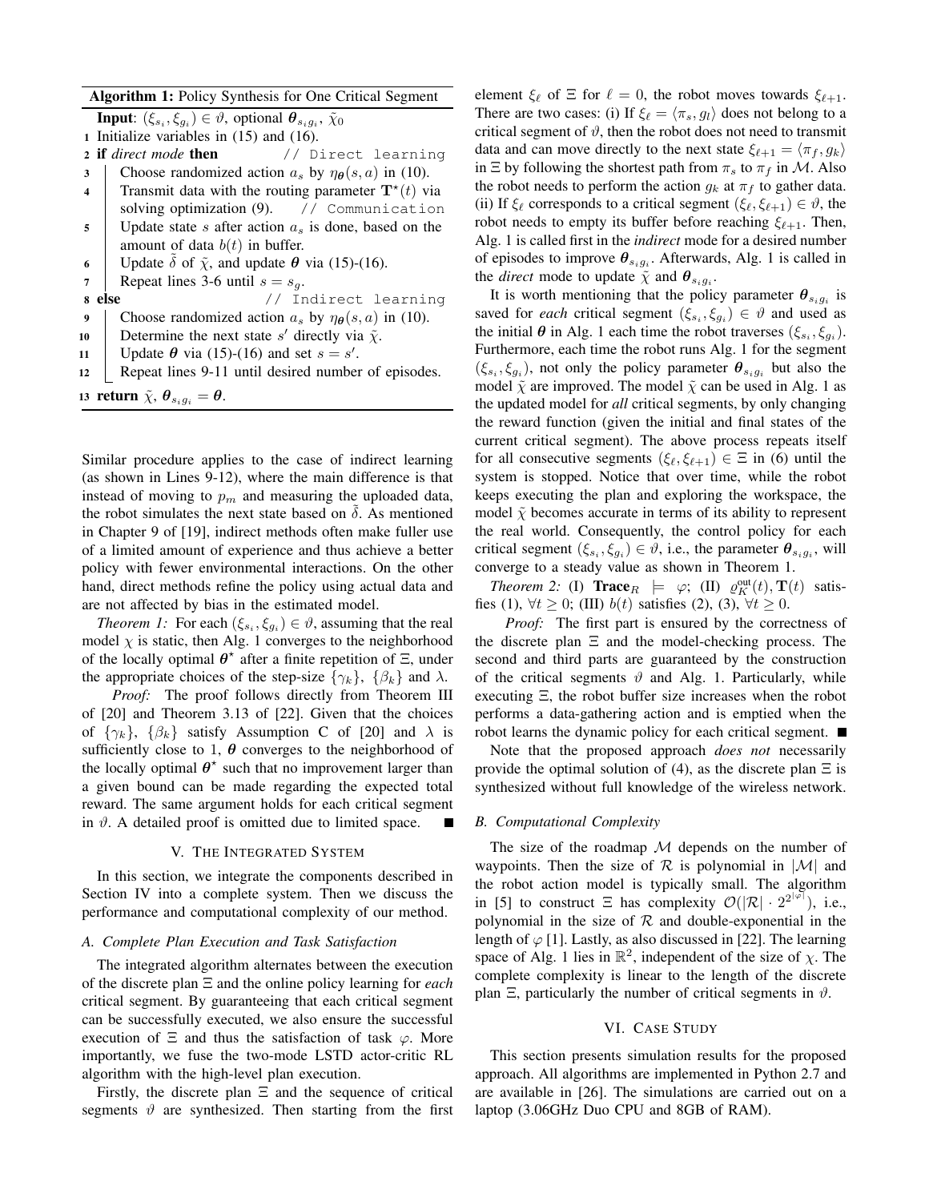**Algorithm 1:** Policy Synthesis for One Critical Segment

```
   Input: (ξ_{s_i}, ξ_{g_i}) ∈ ϑ, optional θ_{s_i g_i}, χ̃_0
1  Initialize variables in (15) and (16).
2  if direct mode then                    // Direct learning
3  |  Choose randomized action a_s by η_θ(s, a) in (10).
4  |  Transmit data with the routing parameter T*(t) via
   |  solving optimization (9).           // Communication
5  |  Update state s after action a_s is done, based on the
   |  amount of data b(t) in buffer.
6  |  Update δ̃ of χ̃, and update θ via (15)-(16).
7  |  Repeat lines 3-6 until s = s_g.
8  else                                   // Indirect learning
9  |  Choose randomized action a_s by η_θ(s, a) in (10).
10 |  Determine the next state s' directly via χ̃.
11 |  Update θ via (15)-(16) and set s = s'.
12 |  Repeat lines 9-11 until desired number of episodes.
13 return χ̃, θ_{s_i g_i} = θ.
```

Similar procedure applies to the case of indirect learning (as shown in Lines 9-12), where the main difference is that instead of moving to $p_m$ and measuring the uploaded data, the robot simulates the next state based on $\tilde{\delta}$. As mentioned in Chapter 9 of [19], indirect methods often make fuller use of a limited amount of experience and thus achieve a better policy with fewer environmental interactions. On the other hand, direct methods refine the policy using actual data and are not affected by bias in the estimated model.

*Theorem 1:* For each $(\xi_{s_i}, \xi_{g_i}) \in \vartheta$, assuming that the real model $\chi$ is static, then Alg. 1 converges to the neighborhood of the locally optimal $\boldsymbol{\theta}^\star$ after a finite repetition of $\Xi$, under the appropriate choices of the step-size $\{\gamma_k\}$, $\{\beta_k\}$ and $\lambda$.

*Proof:* The proof follows directly from Theorem III of [20] and Theorem 3.13 of [22]. Given that the choices of $\{\gamma_k\}$, $\{\beta_k\}$ satisfy Assumption C of [20] and $\lambda$ is sufficiently close to 1, $\boldsymbol{\theta}$ converges to the neighborhood of the locally optimal $\boldsymbol{\theta}^\star$ such that no improvement larger than a given bound can be made regarding the expected total reward. The same argument holds for each critical segment in $\vartheta$. A detailed proof is omitted due to limited space. ■

## V. The Integrated System

In this section, we integrate the components described in Section IV into a complete system. Then we discuss the performance and computational complexity of our method.

### A. Complete Plan Execution and Task Satisfaction

The integrated algorithm alternates between the execution of the discrete plan $\Xi$ and the online policy learning for *each* critical segment. By guaranteeing that each critical segment can be successfully executed, we also ensure the successful execution of $\Xi$ and thus the satisfaction of task $\varphi$. More importantly, we fuse the two-mode LSTD actor-critic RL algorithm with the high-level plan execution.

Firstly, the discrete plan $\Xi$ and the sequence of critical segments $\vartheta$ are synthesized. Then starting from the first element $\xi_\ell$ of $\Xi$ for $\ell = 0$, the robot moves towards $\xi_{\ell+1}$. There are two cases: (i) If $\xi_\ell = \langle \pi_s, g_l \rangle$ does not belong to a critical segment of $\vartheta$, then the robot does not need to transmit data and can move directly to the next state $\xi_{\ell+1} = \langle \pi_f, g_k \rangle$ in $\Xi$ by following the shortest path from $\pi_s$ to $\pi_f$ in $\mathcal{M}$. Also the robot needs to perform the action $g_k$ at $\pi_f$ to gather data. (ii) If $\xi_\ell$ corresponds to a critical segment $(\xi_\ell, \xi_{\ell+1}) \in \vartheta$, the robot needs to empty its buffer before reaching $\xi_{\ell+1}$. Then, Alg. 1 is called first in the *indirect* mode for a desired number of episodes to improve $\boldsymbol{\theta}_{s_i g_i}$. Afterwards, Alg. 1 is called in the *direct* mode to update $\tilde{\chi}$ and $\boldsymbol{\theta}_{s_i g_i}$.

It is worth mentioning that the policy parameter $\boldsymbol{\theta}_{s_i g_i}$ is saved for *each* critical segment $(\xi_{s_i}, \xi_{g_i}) \in \vartheta$ and used as the initial $\boldsymbol{\theta}$ in Alg. 1 each time the robot traverses $(\xi_{s_i}, \xi_{g_i})$. Furthermore, each time the robot runs Alg. 1 for the segment $(\xi_{s_i}, \xi_{g_i})$, not only the policy parameter $\boldsymbol{\theta}_{s_i g_i}$ but also the model $\tilde{\chi}$ are improved. The model $\tilde{\chi}$ can be used in Alg. 1 as the updated model for *all* critical segments, by only changing the reward function (given the initial and final states of the current critical segment). The above process repeats itself for all consecutive segments $(\xi_\ell, \xi_{\ell+1}) \in \Xi$ in (6) until the system is stopped. Notice that over time, while the robot keeps executing the plan and exploring the workspace, the model $\tilde{\chi}$ becomes accurate in terms of its ability to represent the real world. Consequently, the control policy for each critical segment $(\xi_{s_i}, \xi_{g_i}) \in \vartheta$, i.e., the parameter $\boldsymbol{\theta}_{s_i g_i}$, will converge to a steady value as shown in Theorem 1.

*Theorem 2:* (I) $\textbf{Trace}_R \models \varphi$; (II) $\varrho_K^{\text{out}}(t), \mathbf{T}(t)$ satisfies (1), $\forall t \geq 0$; (III) $b(t)$ satisfies (2), (3), $\forall t \geq 0$.

*Proof:* The first part is ensured by the correctness of the discrete plan $\Xi$ and the model-checking process. The second and third parts are guaranteed by the construction of the critical segments $\vartheta$ and Alg. 1. Particularly, while executing $\Xi$, the robot buffer size increases when the robot performs a data-gathering action and is emptied when the robot learns the dynamic policy for each critical segment. ■

Note that the proposed approach *does not* necessarily provide the optimal solution of (4), as the discrete plan $\Xi$ is synthesized without full knowledge of the wireless network.

### B. Computational Complexity

The size of the roadmap $\mathcal{M}$ depends on the number of waypoints. Then the size of $\mathcal{R}$ is polynomial in $|\mathcal{M}|$ and the robot action model is typically small. The algorithm in [5] to construct $\Xi$ has complexity $\mathcal{O}(|\mathcal{R}| \cdot 2^{2^{|\varphi|}})$, i.e., polynomial in the size of $\mathcal{R}$ and double-exponential in the length of $\varphi$ [1]. Lastly, as also discussed in [22]. The learning space of Alg. 1 lies in $\mathbb{R}^2$, independent of the size of $\chi$. The complete complexity is linear to the length of the discrete plan $\Xi$, particularly the number of critical segments in $\vartheta$.

## VI. Case Study

This section presents simulation results for the proposed approach. All algorithms are implemented in Python 2.7 and are available in [26]. The simulations are carried out on a laptop (3.06GHz Duo CPU and 8GB of RAM).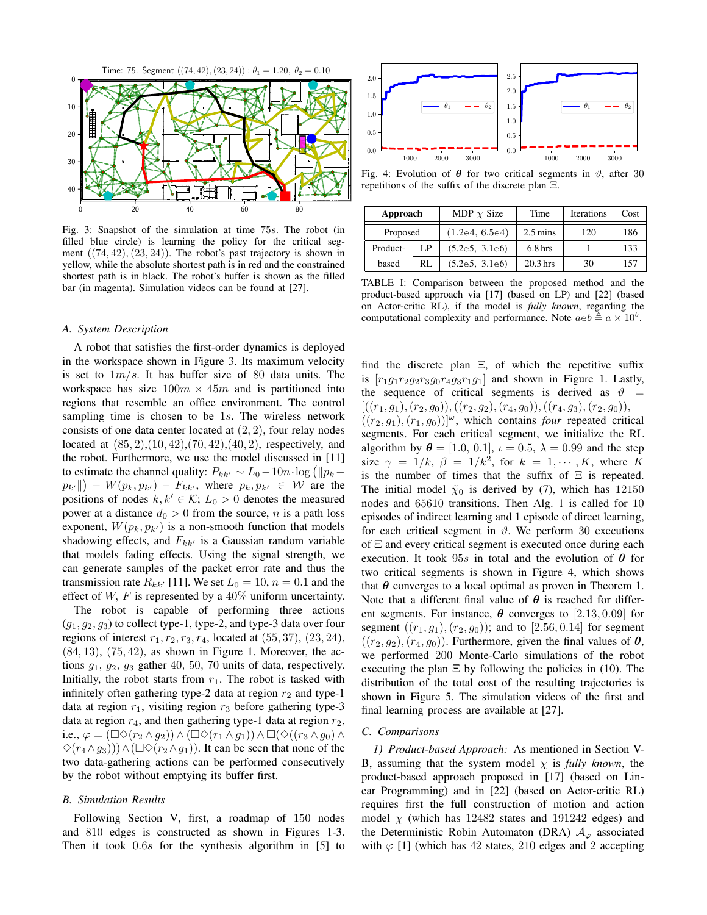Fig. 3: Snapshot of the simulation at time $75s$. The robot (in filled blue circle) is learning the policy for the critical segment $((74, 42), (23, 24))$. The robot's past trajectory is shown in yellow, while the absolute shortest path is in red and the constrained shortest path is in black. The robot's buffer is shown as the filled bar (in magenta). Simulation videos can be found at [27].

### A. System Description

A robot that satisfies the first-order dynamics is deployed in the workspace shown in Figure 3. Its maximum velocity is set to $1m/s$. It has buffer size of 80 data units. The workspace has size $100m \times 45m$ and is partitioned into regions that resemble an office environment. The control sampling time is chosen to be $1s$. The wireless network consists of one data center located at $(2, 2)$, four relay nodes located at $(85, 2)$,$(10, 42)$,$(70, 42)$,$(40, 2)$, respectively, and the robot. Furthermore, we use the model discussed in [11] to estimate the channel quality: $P_{kk'} \sim L_0 - 10n \cdot \log\left(\|p_k - p_{k'}\|\right) - W(p_k, p_{k'}) - F_{kk'}$, where $p_k, p_{k'} \in \mathcal{W}$ are the positions of nodes $k, k' \in \mathcal{K}$; $L_0 > 0$ denotes the measured power at a distance $d_0 > 0$ from the source, $n$ is a path loss exponent, $W(p_k, p_{k'})$ is a non-smooth function that models shadowing effects, and $F_{kk'}$ is a Gaussian random variable that models fading effects. Using the signal strength, we can generate samples of the packet error rate and thus the transmission rate $R_{kk'}$ [11]. We set $L_0 = 10$, $n = 0.1$ and the effect of $W$, $F$ is represented by a 40% uniform uncertainty.

The robot is capable of performing three actions $(g_1, g_2, g_3)$ to collect type-1, type-2, and type-3 data over four regions of interest $r_1, r_2, r_3, r_4$, located at $(55, 37)$, $(23, 24)$, $(84, 13)$, $(75, 42)$, as shown in Figure 1. Moreover, the actions $g_1$, $g_2$, $g_3$ gather 40, 50, 70 units of data, respectively. Initially, the robot starts from $r_1$. The robot is tasked with infinitely often gathering type-2 data at region $r_2$ and type-1 data at region $r_1$, visiting region $r_3$ before gathering type-3 data at region $r_4$, and then gathering type-1 data at region $r_2$, i.e., $\varphi = (\Box\Diamond(r_2 \wedge g_2)) \wedge (\Box\Diamond(r_1 \wedge g_1)) \wedge \Box(\Diamond((r_3 \wedge g_0) \wedge \Diamond(r_4 \wedge g_3))) \wedge (\Box\Diamond(r_2 \wedge g_1))$. It can be seen that none of the two data-gathering actions can be performed consecutively by the robot without emptying its buffer first.

### B. Simulation Results

Following Section V, first, a roadmap of 150 nodes and 810 edges is constructed as shown in Figures 1-3. Then it took $0.6s$ for the synthesis algorithm in [5] to find the discrete plan $\Xi$, of which the repetitive suffix is $[r_1 g_1 r_2 g_2 r_3 g_0 r_4 g_3 r_1 g_1]$ and shown in Figure 1. Lastly, the sequence of critical segments is derived as $\vartheta = [((r_1, g_1), (r_2, g_0)), ((r_2, g_2), (r_4, g_0)), ((r_4, g_3), (r_2, g_0)), ((r_2, g_1), (r_1, g_0))]^\omega$, which contains *four* repeated critical segments. For each critical segment, we initialize the RL algorithm by $\boldsymbol{\theta} = [1.0, 0.1]$, $\iota = 0.5$, $\lambda = 0.99$ and the step size $\gamma = 1/k$, $\beta = 1/k^2$, for $k = 1, \cdots, K$, where $K$ is the number of times that the suffix of $\Xi$ is repeated. The initial model $\tilde{\chi}_0$ is derived by (7), which has 12150 nodes and 65610 transitions. Then Alg. 1 is called for 10 episodes of indirect learning and 1 episode of direct learning, for each critical segment in $\vartheta$. We perform 30 executions of $\Xi$ and every critical segment is executed once during each execution. It took $95s$ in total and the evolution of $\boldsymbol{\theta}$ for two critical segments is shown in Figure 4, which shows that $\boldsymbol{\theta}$ converges to a local optimal as proven in Theorem 1. Note that a different final value of $\boldsymbol{\theta}$ is reached for different segments. For instance, $\boldsymbol{\theta}$ converges to $[2.13, 0.09]$ for segment $((r_1, g_1), (r_2, g_0))$; and to $[2.56, 0.14]$ for segment $((r_2, g_2), (r_4, g_0))$. Furthermore, given the final values of $\boldsymbol{\theta}$, we performed 200 Monte-Carlo simulations of the robot executing the plan $\Xi$ by following the policies in (10). The distribution of the total cost of the resulting trajectories is shown in Figure 5. The simulation videos of the first and final learning process are available at [27].

Fig. 4: Evolution of $\boldsymbol{\theta}$ for two critical segments in $\vartheta$, after 30 repetitions of the suffix of the discrete plan $\Xi$.

| Approach | | MDP $\chi$ Size | Time | Iterations | Cost |
|---|---|---|---|---|---|
| Proposed | | (1.2e4, 6.5e4) | 2.5 mins | 120 | 186 |
| Product-based | LP | (5.2e5, 3.1e6) | 6.8 hrs | 1 | 133 |
| | RL | (5.2e5, 3.1e6) | 20.3 hrs | 30 | 157 |

TABLE I: Comparison between the proposed method and the product-based approach via [17] (based on LP) and [22] (based on Actor-critic RL), if the model is *fully known*, regarding the computational complexity and performance. Note $a\text{e}b \triangleq a \times 10^b$.

### C. Comparisons

*1) Product-based Approach:* As mentioned in Section V-B, assuming that the system model $\chi$ is *fully known*, the product-based approach proposed in [17] (based on Linear Programming) and in [22] (based on Actor-critic RL) requires first the full construction of motion and action model $\chi$ (which has 12482 states and 191242 edges) and the Deterministic Robin Automaton (DRA) $\mathcal{A}_\varphi$ associated with $\varphi$ [1] (which has 42 states, 210 edges and 2 accepting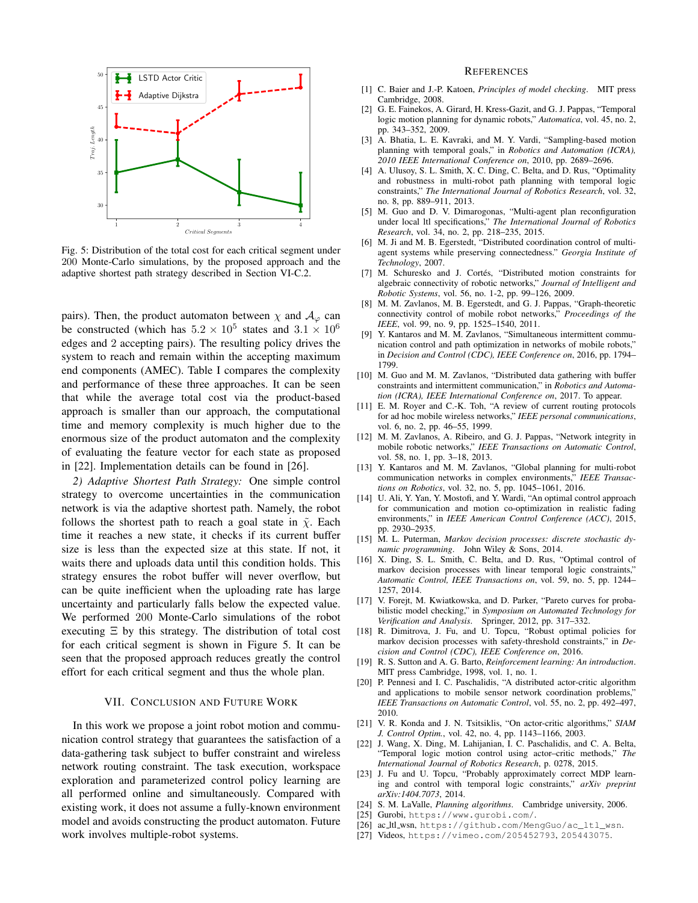LSTD Actor Critic
Adaptive Dijkstra

50
45
40
35
30

Traj. Length

1
2
3
4

Critical Segments

Fig. 5: Distribution of the total cost for each critical segment under 200 Monte-Carlo simulations, by the proposed approach and the adaptive shortest path strategy described in Section VI-C.2.

pairs). Then, the product automaton between $\chi$ and $\mathcal{A}_\varphi$ can be constructed (which has $5.2 \times 10^5$ states and $3.1 \times 10^6$ edges and 2 accepting pairs). The resulting policy drives the system to reach and remain within the accepting maximum end components (AMEC). Table I compares the complexity and performance of these three approaches. It can be seen that while the average total cost via the product-based approach is smaller than our approach, the computational time and memory complexity is much higher due to the enormous size of the product automaton and the complexity of evaluating the feature vector for each state as proposed in [22]. Implementation details can be found in [26].

*2) Adaptive Shortest Path Strategy:* One simple control strategy to overcome uncertainties in the communication network is via the adaptive shortest path. Namely, the robot follows the shortest path to reach a goal state in $\tilde{\chi}$. Each time it reaches a new state, it checks if its current buffer size is less than the expected size at this state. If not, it waits there and uploads data until this condition holds. This strategy ensures the robot buffer will never overflow, but can be quite inefficient when the uploading rate has large uncertainty and particularly falls below the expected value. We performed 200 Monte-Carlo simulations of the robot executing $\Xi$ by this strategy. The distribution of total cost for each critical segment is shown in Figure 5. It can be seen that the proposed approach reduces greatly the control effort for each critical segment and thus the whole plan.

## VII. Conclusion and Future Work

In this work we propose a joint robot motion and communication control strategy that guarantees the satisfaction of a data-gathering task subject to buffer constraint and wireless network routing constraint. The task execution, workspace exploration and parameterized control policy learning are all performed online and simultaneously. Compared with existing work, it does not assume a fully-known environment model and avoids constructing the product automaton. Future work involves multiple-robot systems.

## References

[1] C. Baier and J.-P. Katoen, *Principles of model checking*. MIT press Cambridge, 2008.

[2] G. E. Fainekos, A. Girard, H. Kress-Gazit, and G. J. Pappas, "Temporal logic motion planning for dynamic robots," *Automatica*, vol. 45, no. 2, pp. 343–352, 2009.

[3] A. Bhatia, L. E. Kavraki, and M. Y. Vardi, "Sampling-based motion planning with temporal goals," in *Robotics and Automation (ICRA), 2010 IEEE International Conference on*, 2010, pp. 2689–2696.

[4] A. Ulusoy, S. L. Smith, X. C. Ding, C. Belta, and D. Rus, "Optimality and robustness in multi-robot path planning with temporal logic constraints," *The International Journal of Robotics Research*, vol. 32, no. 8, pp. 889–911, 2013.

[5] M. Guo and D. V. Dimarogonas, "Multi-agent plan reconfiguration under local ltl specifications," *The International Journal of Robotics Research*, vol. 34, no. 2, pp. 218–235, 2015.

[6] M. Ji and M. B. Egerstedt, "Distributed coordination control of multi-agent systems while preserving connectedness." *Georgia Institute of Technology*, 2007.

[7] M. Schuresko and J. Cortés, "Distributed motion constraints for algebraic connectivity of robotic networks," *Journal of Intelligent and Robotic Systems*, vol. 56, no. 1-2, pp. 99–126, 2009.

[8] M. M. Zavlanos, M. B. Egerstedt, and G. J. Pappas, "Graph-theoretic connectivity control of mobile robot networks," *Proceedings of the IEEE*, vol. 99, no. 9, pp. 1525–1540, 2011.

[9] Y. Kantaros and M. M. Zavlanos, "Simultaneous intermittent communication control and path optimization in networks of mobile robots," in *Decision and Control (CDC), IEEE Conference on*, 2016, pp. 1794–1799.

[10] M. Guo and M. M. Zavlanos, "Distributed data gathering with buffer constraints and intermittent communication," in *Robotics and Automation (ICRA), IEEE International Conference on*, 2017. To appear.

[11] E. M. Royer and C.-K. Toh, "A review of current routing protocols for ad hoc mobile wireless networks," *IEEE personal communications*, vol. 6, no. 2, pp. 46–55, 1999.

[12] M. M. Zavlanos, A. Ribeiro, and G. J. Pappas, "Network integrity in mobile robotic networks," *IEEE Transactions on Automatic Control*, vol. 58, no. 1, pp. 3–18, 2013.

[13] Y. Kantaros and M. M. Zavlanos, "Global planning for multi-robot communication networks in complex environments," *IEEE Transactions on Robotics*, vol. 32, no. 5, pp. 1045–1061, 2016.

[14] U. Ali, Y. Yan, Y. Mostofi, and Y. Wardi, "An optimal control approach for communication and motion co-optimization in realistic fading environments," in *IEEE American Control Conference (ACC)*, 2015, pp. 2930–2935.

[15] M. L. Puterman, *Markov decision processes: discrete stochastic dynamic programming*. John Wiley & Sons, 2014.

[16] X. Ding, S. L. Smith, C. Belta, and D. Rus, "Optimal control of markov decision processes with linear temporal logic constraints," *Automatic Control, IEEE Transactions on*, vol. 59, no. 5, pp. 1244–1257, 2014.

[17] V. Forejt, M. Kwiatkowska, and D. Parker, "Pareto curves for probabilistic model checking," in *Symposium on Automated Technology for Verification and Analysis*. Springer, 2012, pp. 317–332.

[18] R. Dimitrova, J. Fu, and U. Topcu, "Robust optimal policies for markov decision processes with safety-threshold constraints," in *Decision and Control (CDC), IEEE Conference on*, 2016.

[19] R. S. Sutton and A. G. Barto, *Reinforcement learning: An introduction*. MIT press Cambridge, 1998, vol. 1, no. 1.

[20] P. Pennesi and I. C. Paschalidis, "A distributed actor-critic algorithm and applications to mobile sensor network coordination problems," *IEEE Transactions on Automatic Control*, vol. 55, no. 2, pp. 492–497, 2010.

[21] V. R. Konda and J. N. Tsitsiklis, "On actor-critic algorithms," *SIAM J. Control Optim.*, vol. 42, no. 4, pp. 1143–1166, 2003.

[22] J. Wang, X. Ding, M. Lahijanian, I. C. Paschalidis, and C. A. Belta, "Temporal logic motion control using actor–critic methods," *The International Journal of Robotics Research*, p. 0278, 2015.

[23] J. Fu and U. Topcu, "Probably approximately correct MDP learning and control with temporal logic constraints," *arXiv preprint arXiv:1404.7073*, 2014.

[24] S. M. LaValle, *Planning algorithms*. Cambridge university, 2006.

[25] Gurobi, https://www.gurobi.com/.

[26] ac_ltl_wsn, https://github.com/MengGuo/ac_ltl_wsn.

[27] Videos, https://vimeo.com/205452793, 205443075.